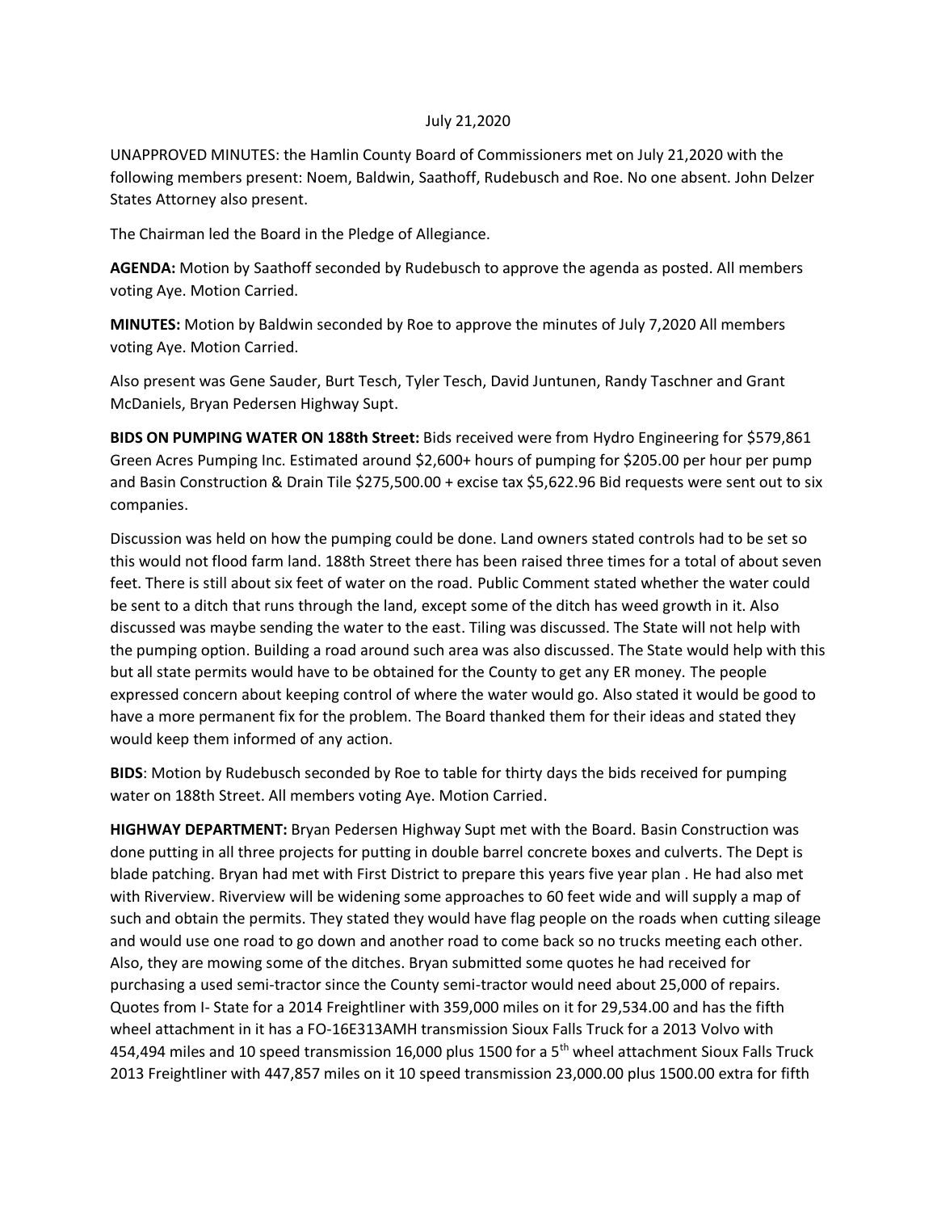July 21,2020

UNAPPROVED MINUTES: the Hamlin County Board of Commissioners met on July 21,2020 with the following members present: Noem, Baldwin, Saathoff, Rudebusch and Roe. No one absent. John Delzer States Attorney also present.

The Chairman led the Board in the Pledge of Allegiance.

**AGENDA:** Motion by Saathoff seconded by Rudebusch to approve the agenda as posted. All members voting Aye. Motion Carried.

**MINUTES:** Motion by Baldwin seconded by Roe to approve the minutes of July 7,2020 All members voting Aye. Motion Carried.

Also present was Gene Sauder, Burt Tesch, Tyler Tesch, David Juntunen, Randy Taschner and Grant McDaniels, Bryan Pedersen Highway Supt.

**BIDS ON PUMPING WATER ON 188th Street:** Bids received were from Hydro Engineering for $579,861 Green Acres Pumping Inc. Estimated around $2,600+ hours of pumping for $205.00 per hour per pump and Basin Construction & Drain Tile $275,500.00 + excise tax $5,622.96 Bid requests were sent out to six companies.

Discussion was held on how the pumping could be done. Land owners stated controls had to be set so this would not flood farm land. 188th Street there has been raised three times for a total of about seven feet. There is still about six feet of water on the road. Public Comment stated whether the water could be sent to a ditch that runs through the land, except some of the ditch has weed growth in it. Also discussed was maybe sending the water to the east. Tiling was discussed. The State will not help with the pumping option. Building a road around such area was also discussed. The State would help with this but all state permits would have to be obtained for the County to get any ER money. The people expressed concern about keeping control of where the water would go. Also stated it would be good to have a more permanent fix for the problem. The Board thanked them for their ideas and stated they would keep them informed of any action.

**BIDS**: Motion by Rudebusch seconded by Roe to table for thirty days the bids received for pumping water on 188th Street. All members voting Aye. Motion Carried.

**HIGHWAY DEPARTMENT:** Bryan Pedersen Highway Supt met with the Board. Basin Construction was done putting in all three projects for putting in double barrel concrete boxes and culverts. The Dept is blade patching. Bryan had met with First District to prepare this years five year plan . He had also met with Riverview. Riverview will be widening some approaches to 60 feet wide and will supply a map of such and obtain the permits. They stated they would have flag people on the roads when cutting sileage and would use one road to go down and another road to come back so no trucks meeting each other. Also, they are mowing some of the ditches. Bryan submitted some quotes he had received for purchasing a used semi-tractor since the County semi-tractor would need about 25,000 of repairs. Quotes from I- State for a 2014 Freightliner with 359,000 miles on it for 29,534.00 and has the fifth wheel attachment in it has a FO-16E313AMH transmission Sioux Falls Truck for a 2013 Volvo with 454,494 miles and 10 speed transmission 16,000 plus 1500 for a 5th wheel attachment Sioux Falls Truck 2013 Freightliner with 447,857 miles on it 10 speed transmission 23,000.00 plus 1500.00 extra for fifth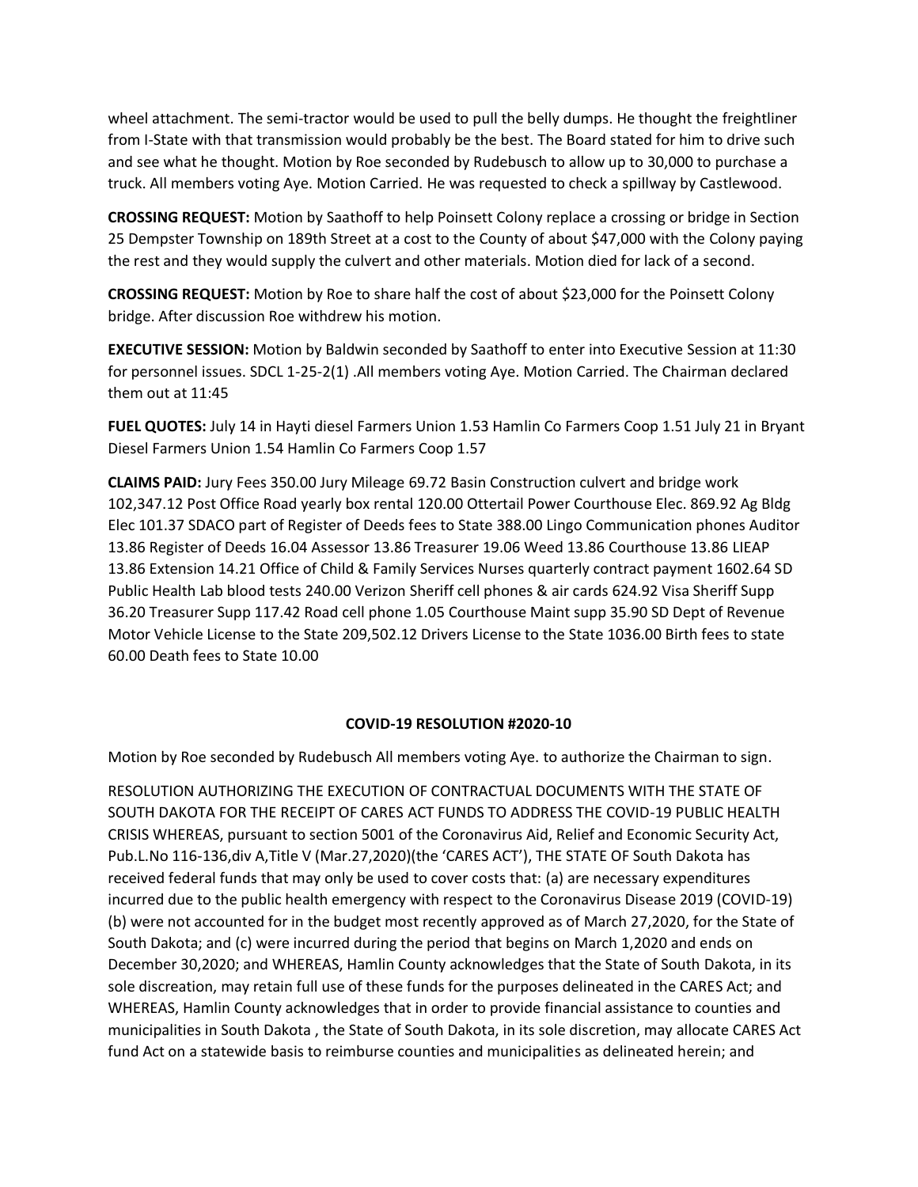wheel attachment. The semi-tractor would be used to pull the belly dumps. He thought the freightliner from I-State with that transmission would probably be the best. The Board stated for him to drive such and see what he thought. Motion by Roe seconded by Rudebusch to allow up to 30,000 to purchase a truck. All members voting Aye. Motion Carried. He was requested to check a spillway by Castlewood.

**CROSSING REQUEST:** Motion by Saathoff to help Poinsett Colony replace a crossing or bridge in Section 25 Dempster Township on 189th Street at a cost to the County of about $47,000 with the Colony paying the rest and they would supply the culvert and other materials. Motion died for lack of a second.

**CROSSING REQUEST:** Motion by Roe to share half the cost of about $23,000 for the Poinsett Colony bridge. After discussion Roe withdrew his motion.

**EXECUTIVE SESSION:** Motion by Baldwin seconded by Saathoff to enter into Executive Session at 11:30 for personnel issues. SDCL 1-25-2(1) .All members voting Aye. Motion Carried. The Chairman declared them out at 11:45

**FUEL QUOTES:** July 14 in Hayti diesel Farmers Union 1.53 Hamlin Co Farmers Coop 1.51 July 21 in Bryant Diesel Farmers Union 1.54 Hamlin Co Farmers Coop 1.57

**CLAIMS PAID:** Jury Fees 350.00 Jury Mileage 69.72 Basin Construction culvert and bridge work 102,347.12 Post Office Road yearly box rental 120.00 Ottertail Power Courthouse Elec. 869.92 Ag Bldg Elec 101.37 SDACO part of Register of Deeds fees to State 388.00 Lingo Communication phones Auditor 13.86 Register of Deeds 16.04 Assessor 13.86 Treasurer 19.06 Weed 13.86 Courthouse 13.86 LIEAP 13.86 Extension 14.21 Office of Child & Family Services Nurses quarterly contract payment 1602.64 SD Public Health Lab blood tests 240.00 Verizon Sheriff cell phones & air cards 624.92 Visa Sheriff Supp 36.20 Treasurer Supp 117.42 Road cell phone 1.05 Courthouse Maint supp 35.90 SD Dept of Revenue Motor Vehicle License to the State 209,502.12 Drivers License to the State 1036.00 Birth fees to state 60.00 Death fees to State 10.00

**COVID-19 RESOLUTION #2020-10**

Motion by Roe seconded by Rudebusch All members voting Aye. to authorize the Chairman to sign.

RESOLUTION AUTHORIZING THE EXECUTION OF CONTRACTUAL DOCUMENTS WITH THE STATE OF SOUTH DAKOTA FOR THE RECEIPT OF CARES ACT FUNDS TO ADDRESS THE COVID-19 PUBLIC HEALTH CRISIS WHEREAS, pursuant to section 5001 of the Coronavirus Aid, Relief and Economic Security Act, Pub.L.No 116-136,div A,Title V (Mar.27,2020)(the 'CARES ACT'), THE STATE OF South Dakota has received federal funds that may only be used to cover costs that: (a) are necessary expenditures incurred due to the public health emergency with respect to the Coronavirus Disease 2019 (COVID-19) (b) were not accounted for in the budget most recently approved as of March 27,2020, for the State of South Dakota; and (c) were incurred during the period that begins on March 1,2020 and ends on December 30,2020; and WHEREAS, Hamlin County acknowledges that the State of South Dakota, in its sole discreation, may retain full use of these funds for the purposes delineated in the CARES Act; and WHEREAS, Hamlin County acknowledges that in order to provide financial assistance to counties and municipalities in South Dakota , the State of South Dakota, in its sole discretion, may allocate CARES Act fund Act on a statewide basis to reimburse counties and municipalities as delineated herein; and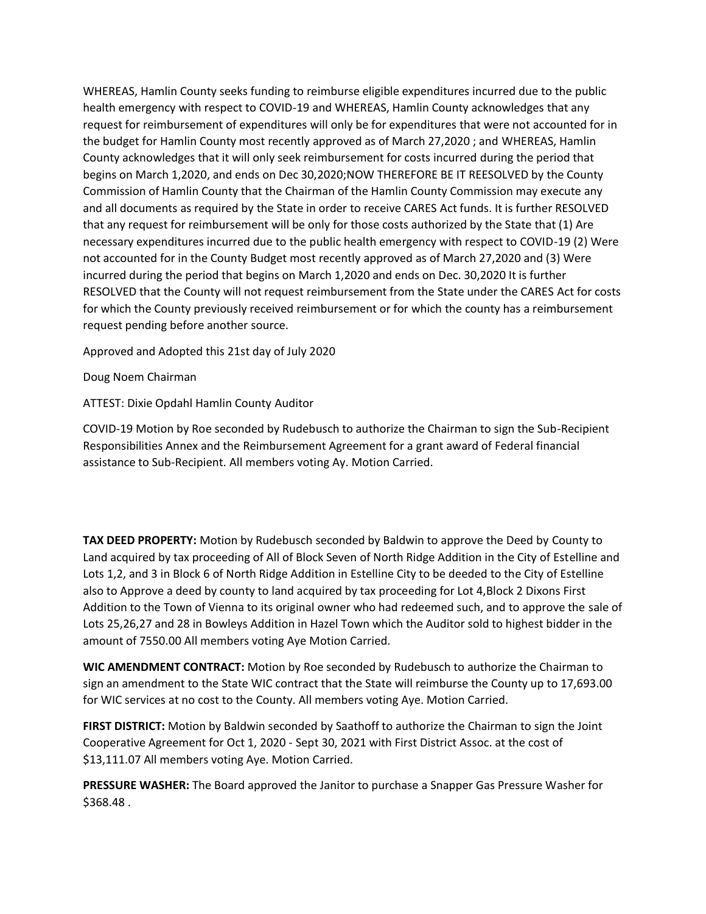WHEREAS, Hamlin County seeks funding to reimburse eligible expenditures incurred due to the public health emergency with respect to COVID-19 and WHEREAS, Hamlin County acknowledges that any request for reimbursement of expenditures will only be for expenditures that were not accounted for in the budget for Hamlin County most recently approved as of March 27,2020 ; and WHEREAS, Hamlin County acknowledges that it will only seek reimbursement for costs incurred during the period that begins on March 1,2020, and ends on Dec 30,2020;NOW THEREFORE BE IT REESOLVED by the County Commission of Hamlin County that the Chairman of the Hamlin County Commission may execute any and all documents as required by the State in order to receive CARES Act funds. It is further RESOLVED that any request for reimbursement will be only for those costs authorized by the State that (1) Are necessary expenditures incurred due to the public health emergency with respect to COVID-19 (2) Were not accounted for in the County Budget most recently approved as of March 27,2020 and (3) Were incurred during the period that begins on March 1,2020 and ends on Dec. 30,2020 It is further RESOLVED that the County will not request reimbursement from the State under the CARES Act for costs for which the County previously received reimbursement or for which the county has a reimbursement request pending before another source.

Approved and Adopted this 21st day of July 2020

Doug Noem Chairman

ATTEST: Dixie Opdahl Hamlin County Auditor

COVID-19 Motion by Roe seconded by Rudebusch to authorize the Chairman to sign the Sub-Recipient Responsibilities Annex and the Reimbursement Agreement for a grant award of Federal financial assistance to Sub-Recipient. All members voting Ay. Motion Carried.

**TAX DEED PROPERTY:** Motion by Rudebusch seconded by Baldwin to approve the Deed by County to Land acquired by tax proceeding of All of Block Seven of North Ridge Addition in the City of Estelline and Lots 1,2, and 3 in Block 6 of North Ridge Addition in Estelline City to be deeded to the City of Estelline also to Approve a deed by county to land acquired by tax proceeding for Lot 4,Block 2 Dixons First Addition to the Town of Vienna to its original owner who had redeemed such, and to approve the sale of Lots 25,26,27 and 28 in Bowleys Addition in Hazel Town which the Auditor sold to highest bidder in the amount of 7550.00 All members voting Aye Motion Carried.

**WIC AMENDMENT CONTRACT:** Motion by Roe seconded by Rudebusch to authorize the Chairman to sign an amendment to the State WIC contract that the State will reimburse the County up to 17,693.00 for WIC services at no cost to the County. All members voting Aye. Motion Carried.

**FIRST DISTRICT:** Motion by Baldwin seconded by Saathoff to authorize the Chairman to sign the Joint Cooperative Agreement for Oct 1, 2020 - Sept 30, 2021 with First District Assoc. at the cost of $13,111.07 All members voting Aye. Motion Carried.

**PRESSURE WASHER:** The Board approved the Janitor to purchase a Snapper Gas Pressure Washer for $368.48 .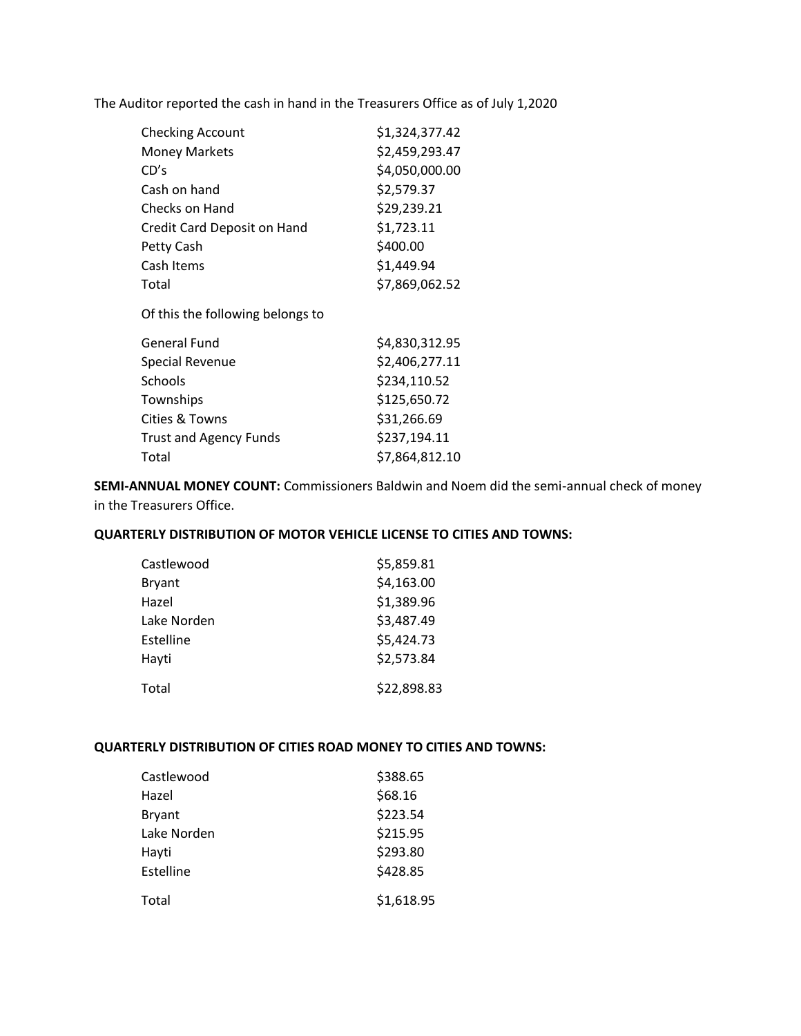The Auditor reported the cash in hand in the Treasurers Office as of July 1,2020

| | |
|---|---|
| Checking Account | $1,324,377.42 |
| Money Markets | $2,459,293.47 |
| CD's | $4,050,000.00 |
| Cash on hand | $2,579.37 |
| Checks on Hand | $29,239.21 |
| Credit Card Deposit on Hand | $1,723.11 |
| Petty Cash | $400.00 |
| Cash Items | $1,449.94 |
| Total | $7,869,062.52 |

Of this the following belongs to

| | |
|---|---|
| General Fund | $4,830,312.95 |
| Special Revenue | $2,406,277.11 |
| Schools | $234,110.52 |
| Townships | $125,650.72 |
| Cities & Towns | $31,266.69 |
| Trust and Agency Funds | $237,194.11 |
| Total | $7,864,812.10 |

**SEMI-ANNUAL MONEY COUNT:** Commissioners Baldwin and Noem did the semi-annual check of money in the Treasurers Office.

**QUARTERLY DISTRIBUTION OF MOTOR VEHICLE LICENSE TO CITIES AND TOWNS:**

| | |
|---|---|
| Castlewood | $5,859.81 |
| Bryant | $4,163.00 |
| Hazel | $1,389.96 |
| Lake Norden | $3,487.49 |
| Estelline | $5,424.73 |
| Hayti | $2,573.84 |
| Total | $22,898.83 |

**QUARTERLY DISTRIBUTION OF CITIES ROAD MONEY TO CITIES AND TOWNS:**

| | |
|---|---|
| Castlewood | $388.65 |
| Hazel | $68.16 |
| Bryant | $223.54 |
| Lake Norden | $215.95 |
| Hayti | $293.80 |
| Estelline | $428.85 |
| Total | $1,618.95 |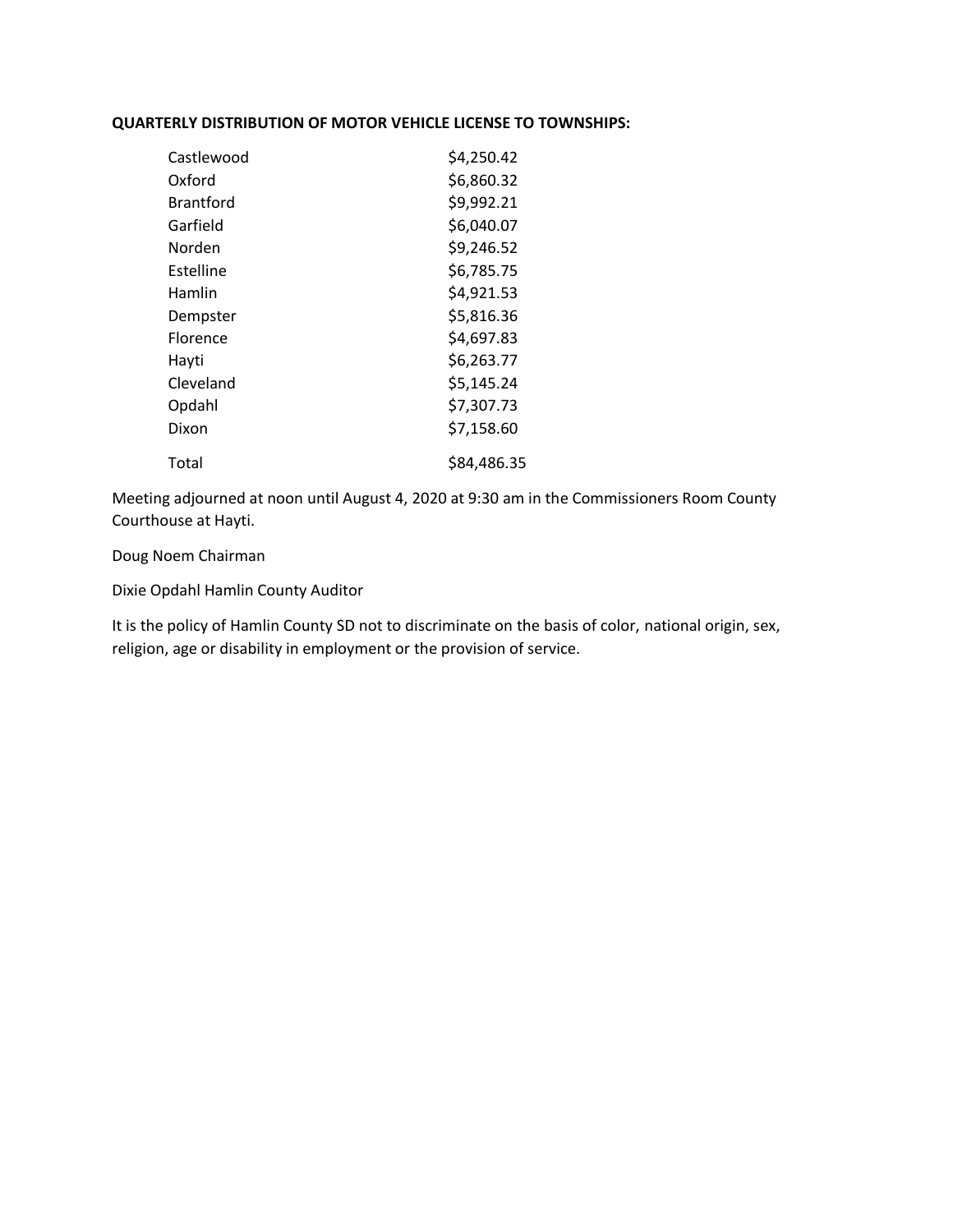**QUARTERLY DISTRIBUTION OF MOTOR VEHICLE LICENSE TO TOWNSHIPS:**

| | |
|---|---|
| Castlewood | $4,250.42 |
| Oxford | $6,860.32 |
| Brantford | $9,992.21 |
| Garfield | $6,040.07 |
| Norden | $9,246.52 |
| Estelline | $6,785.75 |
| Hamlin | $4,921.53 |
| Dempster | $5,816.36 |
| Florence | $4,697.83 |
| Hayti | $6,263.77 |
| Cleveland | $5,145.24 |
| Opdahl | $7,307.73 |
| Dixon | $7,158.60 |
| Total | $84,486.35 |

Meeting adjourned at noon until August 4, 2020 at 9:30 am in the Commissioners Room County Courthouse at Hayti.

Doug Noem Chairman

Dixie Opdahl Hamlin County Auditor

It is the policy of Hamlin County SD not to discriminate on the basis of color, national origin, sex, religion, age or disability in employment or the provision of service.